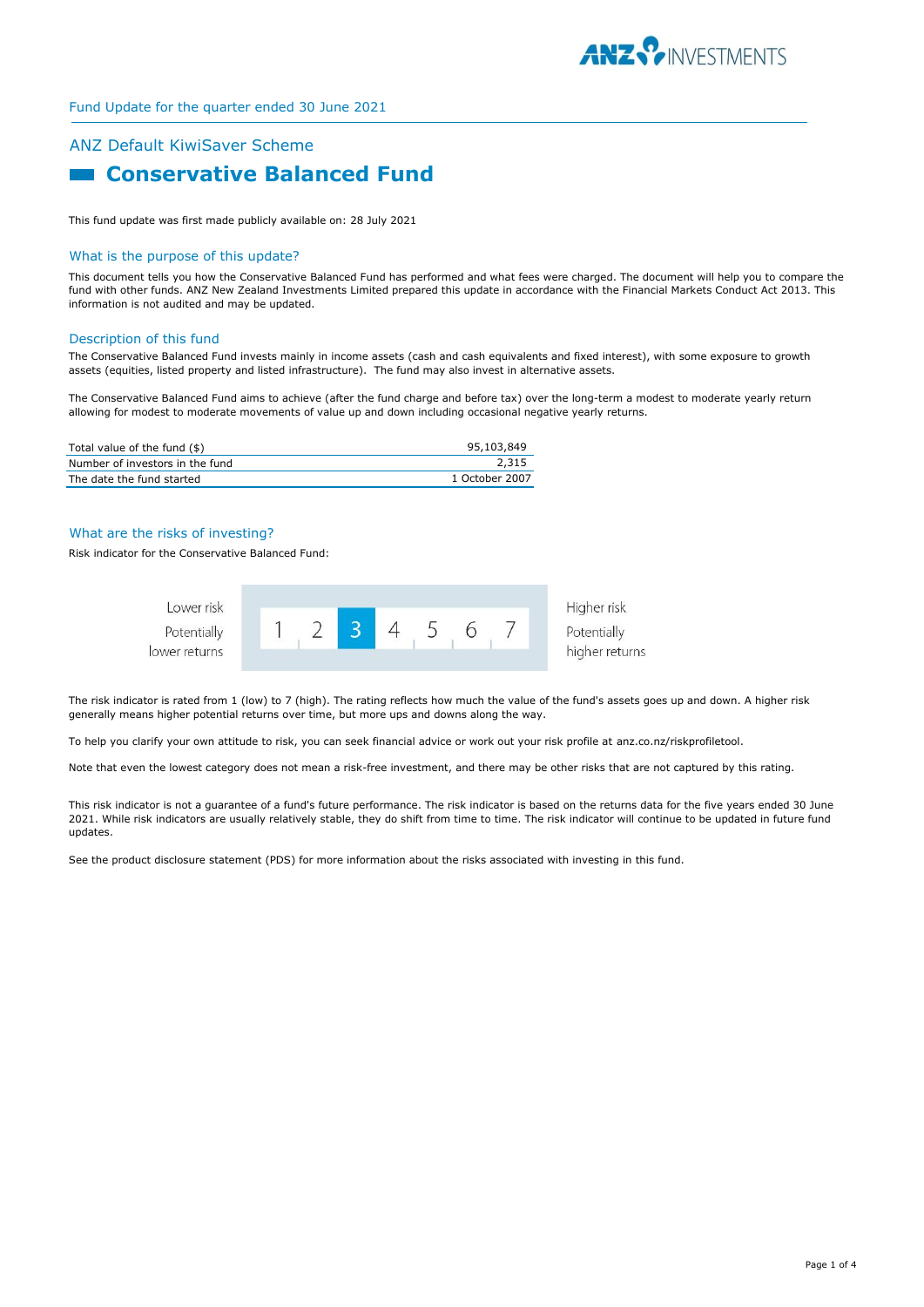Fund Update for the quarter ended 30 June 2021

## ANZ Default KiwiSaver Scheme

# Conservative Balanced Fund

This fund update was first made publicly available on: 28 July 2021

### What is the purpose of this update?

This document tells you how the Conservative Balanced Fund has performed and what fees were charged. The document will help you to compare the fund with other funds. ANZ New Zealand Investments Limited prepared this update in accordance with the Financial Markets Conduct Act 2013. This information is not audited and may be updated.

### Description of this fund

The Conservative Balanced Fund invests mainly in income assets (cash and cash equivalents and fixed interest), with some exposure to growth assets (equities, listed property and listed infrastructure). The fund may also invest in alternative assets.

The Conservative Balanced Fund aims to achieve (after the fund charge and before tax) over the long-term a modest to moderate yearly return allowing for modest to moderate movements of value up and down including occasional negative yearly returns.

| | |
|---|---|
| Total value of the fund ($) | 95,103,849 |
| Number of investors in the fund | 2,315 |
| The date the fund started | 1 October 2007 |

### What are the risks of investing?

Risk indicator for the Conservative Balanced Fund:

| Lower risk<br>Potentially lower returns | 1 | 2 | **3** | 4 | 5 | 6 | 7 | Higher risk<br>Potentially higher returns |
|---|---|---|---|---|---|---|---|---|

The risk indicator is rated from 1 (low) to 7 (high). The rating reflects how much the value of the fund's assets goes up and down. A higher risk generally means higher potential returns over time, but more ups and downs along the way.

To help you clarify your own attitude to risk, you can seek financial advice or work out your risk profile at anz.co.nz/riskprofiletool.

Note that even the lowest category does not mean a risk-free investment, and there may be other risks that are not captured by this rating.

This risk indicator is not a guarantee of a fund's future performance. The risk indicator is based on the returns data for the five years ended 30 June 2021. While risk indicators are usually relatively stable, they do shift from time to time. The risk indicator will continue to be updated in future fund updates.

See the product disclosure statement (PDS) for more information about the risks associated with investing in this fund.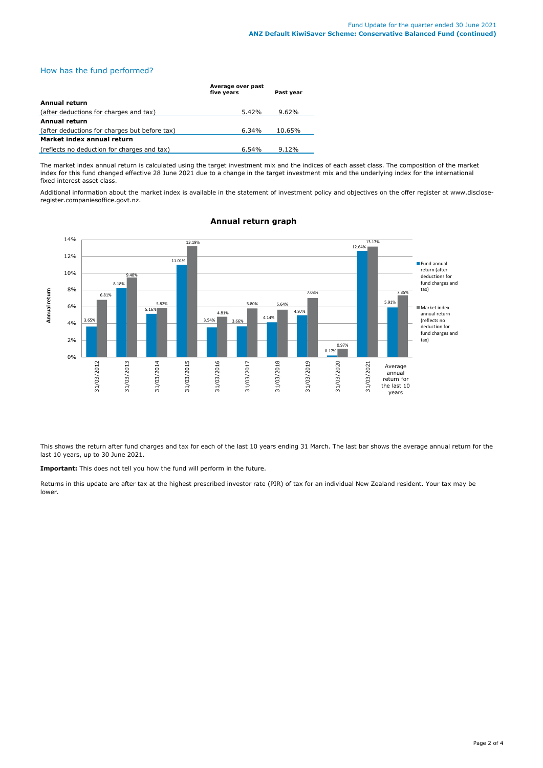## How has the fund performed?

| | Average over past five years | Past year |
|---|---|---|
| **Annual return** | | |
| (after deductions for charges and tax) | 5.42% | 9.62% |
| **Annual return** | | |
| (after deductions for charges but before tax) | 6.34% | 10.65% |
| **Market index annual return** | | |
| (reflects no deduction for charges and tax) | 6.54% | 9.12% |

The market index annual return is calculated using the target investment mix and the indices of each asset class. The composition of the market index for this fund changed effective 28 June 2021 due to a change in the target investment mix and the underlying index for the international fixed interest asset class.

Additional information about the market index is available in the statement of investment policy and objectives on the offer register at www.disclose-register.companiesoffice.govt.nz.

### Annual return graph

| | Fund annual return (after deductions for fund charges and tax) | Market index annual return (reflects no deduction for fund charges and tax) |
|---|---|---|
| 31/03/2012 | 3.65% | 6.81% |
| 31/03/2013 | 8.18% | 9.48% |
| 31/03/2014 | 5.16% | 5.82% |
| 31/03/2015 | 11.01% | 13.19% |
| 31/03/2016 | 3.54% | 4.81% |
| 31/03/2017 | 3.66% | 5.80% |
| 31/03/2018 | 4.14% | 5.64% |
| 31/03/2019 | 4.97% | 7.03% |
| 31/03/2020 | 0.17% | 0.97% |
| 31/03/2021 | 12.64% | 13.17% |
| Average annual return for the last 10 years | 5.91% | 7.35% |

This shows the return after fund charges and tax for each of the last 10 years ending 31 March. The last bar shows the average annual return for the last 10 years, up to 30 June 2021.

**Important:** This does not tell you how the fund will perform in the future.

Returns in this update are after tax at the highest prescribed investor rate (PIR) of tax for an individual New Zealand resident. Your tax may be lower.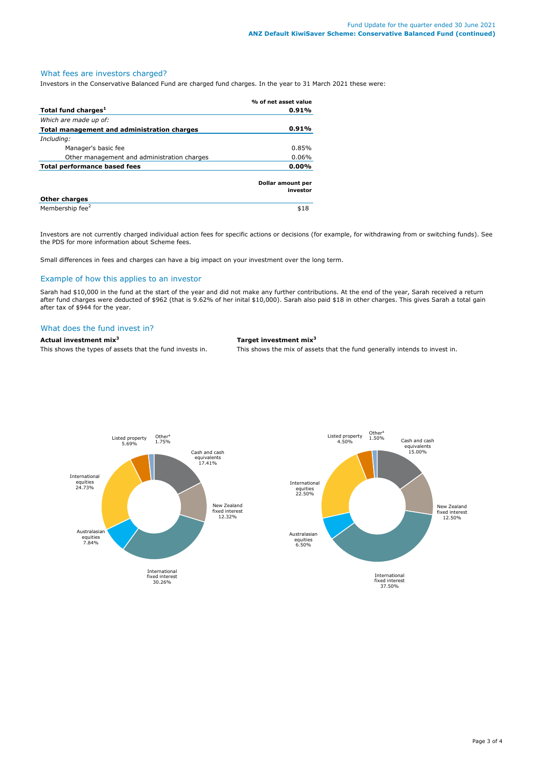## What fees are investors charged?

Investors in the Conservative Balanced Fund are charged fund charges. In the year to 31 March 2021 these were:

| | % of net asset value |
|---|---|
| **Total fund charges[1]** | **0.91%** |
| *Which are made up of:* | |
| **Total management and administration charges** | **0.91%** |
| *Including:* | |
| Manager's basic fee | 0.85% |
| Other management and administration charges | 0.06% |
| **Total performance based fees** | **0.00%** |

| | Dollar amount per investor |
|---|---|
| **Other charges** | |
| Membership fee[2] | $18 |

Investors are not currently charged individual action fees for specific actions or decisions (for example, for withdrawing from or switching funds). See the PDS for more information about Scheme fees.

Small differences in fees and charges can have a big impact on your investment over the long term.

## Example of how this applies to an investor

Sarah had $10,000 in the fund at the start of the year and did not make any further contributions. At the end of the year, Sarah received a return after fund charges were deducted of $962 (that is 9.62% of her inital $10,000). Sarah also paid $18 in other charges. This gives Sarah a total gain after tax of $944 for the year.

## What does the fund invest in?

**Actual investment mix[3]**

This shows the types of assets that the fund invests in.

| Asset | % |
|---|---|
| Cash and cash equivalents | 17.41% |
| New Zealand fixed interest | 12.32% |
| International fixed interest | 30.26% |
| Australasian equities | 7.84% |
| International equities | 24.73% |
| Listed property | 5.69% |
| Other[4] | 1.75% |

**Target investment mix[3]**

This shows the mix of assets that the fund generally intends to invest in.

| Asset | % |
|---|---|
| Cash and cash equivalents | 15.00% |
| New Zealand fixed interest | 12.50% |
| International fixed interest | 37.50% |
| Australasian equities | 6.50% |
| International equities | 22.50% |
| Listed property | 4.50% |
| Other[4] | 1.50% |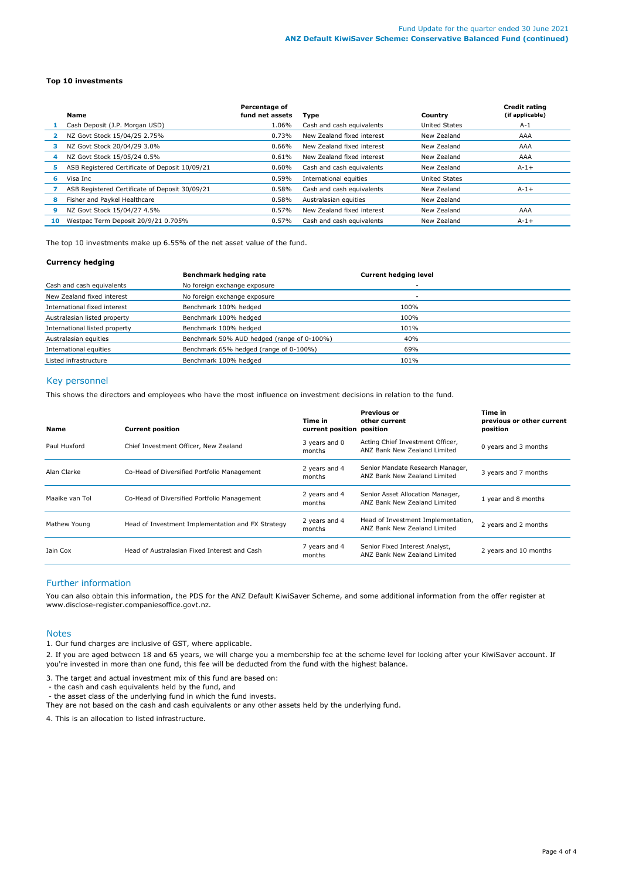#### Top 10 investments

| | Name | Percentage of fund net assets | Type | Country | Credit rating (if applicable) |
|---|---|---|---|---|---|
| 1 | Cash Deposit (J.P. Morgan USD) | 1.06% | Cash and cash equivalents | United States | A-1 |
| 2 | NZ Govt Stock 15/04/25 2.75% | 0.73% | New Zealand fixed interest | New Zealand | AAA |
| 3 | NZ Govt Stock 20/04/29 3.0% | 0.66% | New Zealand fixed interest | New Zealand | AAA |
| 4 | NZ Govt Stock 15/05/24 0.5% | 0.61% | New Zealand fixed interest | New Zealand | AAA |
| 5 | ASB Registered Certificate of Deposit 10/09/21 | 0.60% | Cash and cash equivalents | New Zealand | A-1+ |
| 6 | Visa Inc | 0.59% | International equities | United States | |
| 7 | ASB Registered Certificate of Deposit 30/09/21 | 0.58% | Cash and cash equivalents | New Zealand | A-1+ |
| 8 | Fisher and Paykel Healthcare | 0.58% | Australasian equities | New Zealand | |
| 9 | NZ Govt Stock 15/04/27 4.5% | 0.57% | New Zealand fixed interest | New Zealand | AAA |
| 10 | Westpac Term Deposit 20/9/21 0.705% | 0.57% | Cash and cash equivalents | New Zealand | A-1+ |

The top 10 investments make up 6.55% of the net asset value of the fund.

#### Currency hedging

| | Benchmark hedging rate | Current hedging level |
|---|---|---|
| Cash and cash equivalents | No foreign exchange exposure | - |
| New Zealand fixed interest | No foreign exchange exposure | - |
| International fixed interest | Benchmark 100% hedged | 100% |
| Australasian listed property | Benchmark 100% hedged | 100% |
| International listed property | Benchmark 100% hedged | 101% |
| Australasian equities | Benchmark 50% AUD hedged (range of 0-100%) | 40% |
| International equities | Benchmark 65% hedged (range of 0-100%) | 69% |
| Listed infrastructure | Benchmark 100% hedged | 101% |

## Key personnel

This shows the directors and employees who have the most influence on investment decisions in relation to the fund.

| Name | Current position | Time in current position | Previous or other current position | Time in previous or other current position |
|---|---|---|---|---|
| Paul Huxford | Chief Investment Officer, New Zealand | 3 years and 0 months | Acting Chief Investment Officer, ANZ Bank New Zealand Limited | 0 years and 3 months |
| Alan Clarke | Co-Head of Diversified Portfolio Management | 2 years and 4 months | Senior Mandate Research Manager, ANZ Bank New Zealand Limited | 3 years and 7 months |
| Maaike van Tol | Co-Head of Diversified Portfolio Management | 2 years and 4 months | Senior Asset Allocation Manager, ANZ Bank New Zealand Limited | 1 year and 8 months |
| Mathew Young | Head of Investment Implementation and FX Strategy | 2 years and 4 months | Head of Investment Implementation, ANZ Bank New Zealand Limited | 2 years and 2 months |
| Iain Cox | Head of Australasian Fixed Interest and Cash | 7 years and 4 months | Senior Fixed Interest Analyst, ANZ Bank New Zealand Limited | 2 years and 10 months |

## Further information

You can also obtain this information, the PDS for the ANZ Default KiwiSaver Scheme, and some additional information from the offer register at www.disclose-register.companiesoffice.govt.nz.

## Notes

1. Our fund charges are inclusive of GST, where applicable.

2. If you are aged between 18 and 65 years, we will charge you a membership fee at the scheme level for looking after your KiwiSaver account. If you're invested in more than one fund, this fee will be deducted from the fund with the highest balance.

3. The target and actual investment mix of this fund are based on:
 - the cash and cash equivalents held by the fund, and
 - the asset class of the underlying fund in which the fund invests.

They are not based on the cash and cash equivalents or any other assets held by the underlying fund.

4. This is an allocation to listed infrastructure.